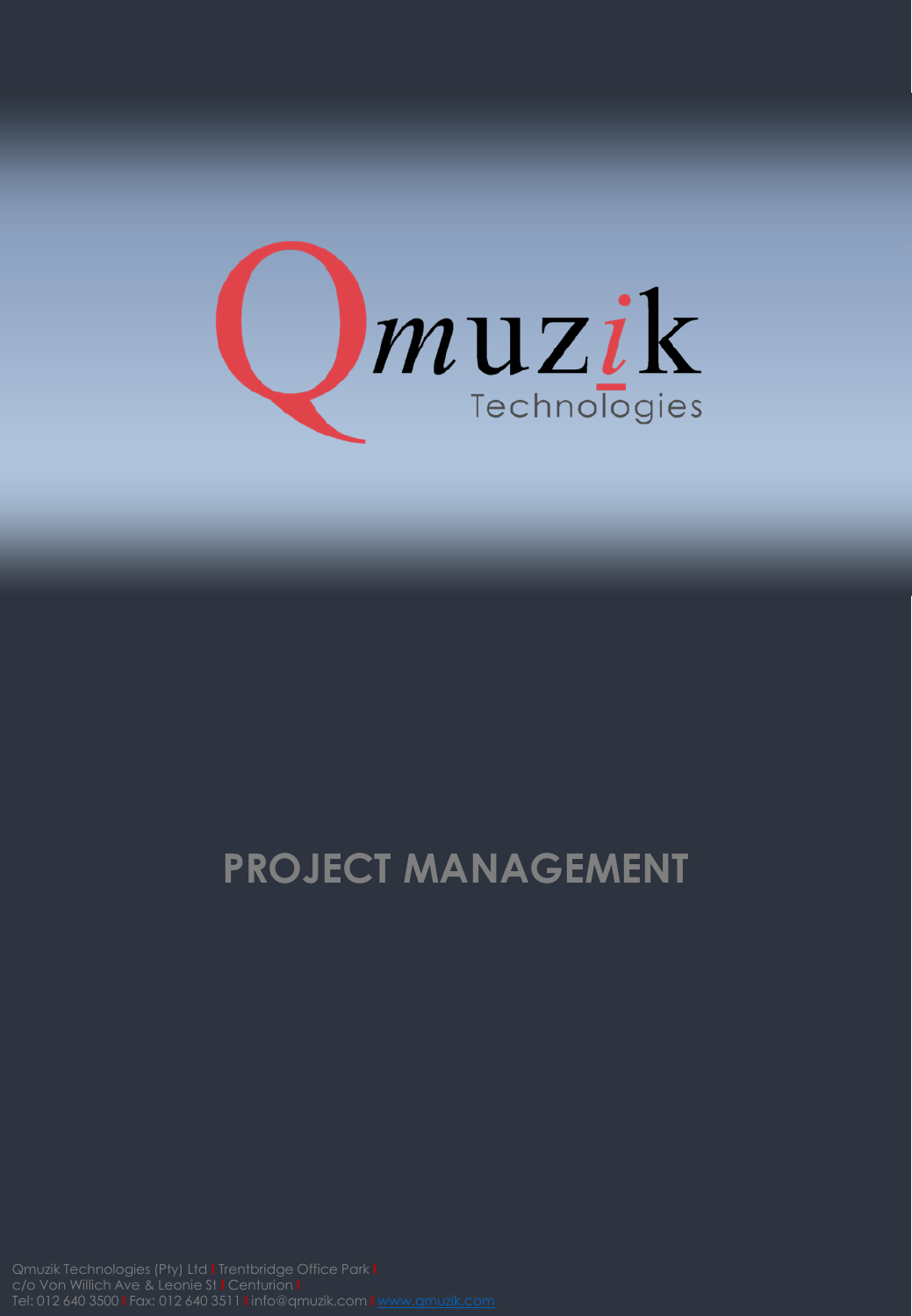Qmuzik Technologies

# PROJECT MANAGEMENT

Qmuzik Technologies (Pty) Ltd | Trentbridge Office Park | c/o Von Willich Ave & Leonie St | Centurion | Tel: 012 640 3500 | Fax: 012 640 3511 | info@qmuzik.com | www.qmuzik.com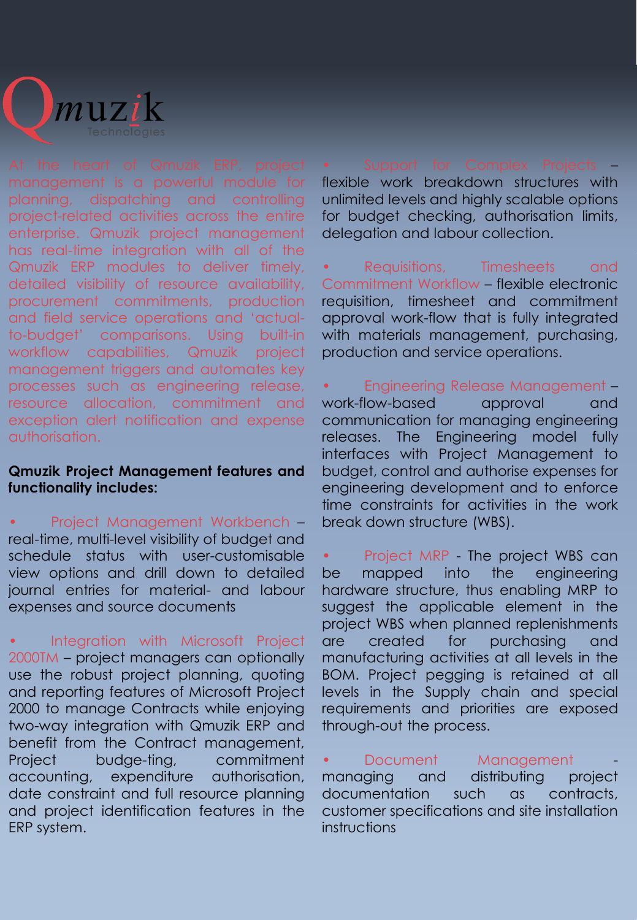Qmuzik Technologies

At the heart of Qmuzik ERP, project management is a powerful module for planning, dispatching and controlling project-related activities across the entire enterprise. Qmuzik project management has real-time integration with all of the Qmuzik ERP modules to deliver timely, detailed visibility of resource availability, procurement commitments, production and field service operations and 'actual-to-budget' comparisons. Using built-in workflow capabilities, Qmuzik project management triggers and automates key processes such as engineering release, resource allocation, commitment and exception alert notification and expense authorisation.

**Qmuzik Project Management features and functionality includes:**

- Project Management Workbench – real-time, multi-level visibility of budget and schedule status with user-customisable view options and drill down to detailed journal entries for material- and labour expenses and source documents

- Integration with Microsoft Project 2000TM – project managers can optionally use the robust project planning, quoting and reporting features of Microsoft Project 2000 to manage Contracts while enjoying two-way integration with Qmuzik ERP and benefit from the Contract management, Project budge-ting, commitment accounting, expenditure authorisation, date constraint and full resource planning and project identification features in the ERP system.

- Support for Complex Projects – flexible work breakdown structures with unlimited levels and highly scalable options for budget checking, authorisation limits, delegation and labour collection.

- Requisitions, Timesheets and Commitment Workflow – flexible electronic requisition, timesheet and commitment approval work-flow that is fully integrated with materials management, purchasing, production and service operations.

- Engineering Release Management – work-flow-based approval and communication for managing engineering releases. The Engineering model fully interfaces with Project Management to budget, control and authorise expenses for engineering development and to enforce time constraints for activities in the work break down structure (WBS).

- Project MRP - The project WBS can be mapped into the engineering hardware structure, thus enabling MRP to suggest the applicable element in the project WBS when planned replenishments are created for purchasing and manufacturing activities at all levels in the BOM. Project pegging is retained at all levels in the Supply chain and special requirements and priorities are exposed through-out the process.

- Document Management - managing and distributing project documentation such as contracts, customer specifications and site installation instructions